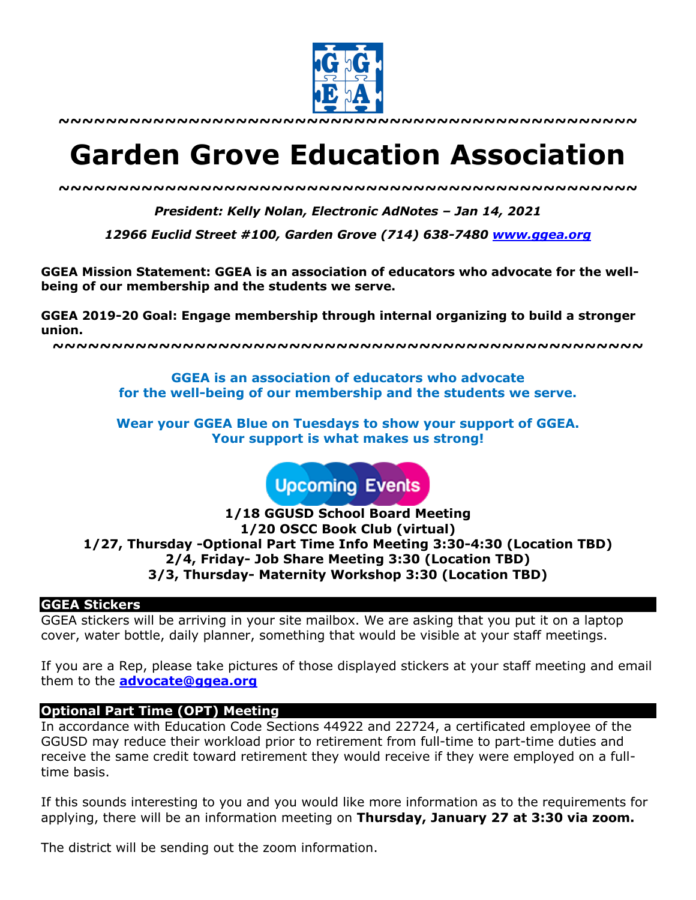~~~~~~~~~~~~~~~~~~~~~~~~~~~~~~~~~~~~~~~~~~~~~~~~~

# Garden Grove Education Association

~~~~~~~~~~~~~~~~~~~~~~~~~~~~~~~~~~~~~~~~~~~~~~~~~

***President: Kelly Nolan, Electronic AdNotes – Jan 14, 2021***

***12966 Euclid Street #100, Garden Grove (714) 638-7480 [www.ggea.org](http://www.ggea.org)***

**GGEA Mission Statement: GGEA is an association of educators who advocate for the well-being of our membership and the students we serve.**

**GGEA 2019-20 Goal: Engage membership through internal organizing to build a stronger union.**

~~~~~~~~~~~~~~~~~~~~~~~~~~~~~~~~~~~~~~~~~~~~~~~~~

**GGEA is an association of educators who advocate for the well-being of our membership and the students we serve.**

**Wear your GGEA Blue on Tuesdays to show your support of GGEA. Your support is what makes us strong!**

Upcoming Events

**1/18 GGUSD School Board Meeting**
**1/20 OSCC Book Club (virtual)**
**1/27, Thursday -Optional Part Time Info Meeting 3:30-4:30 (Location TBD)**
**2/4, Friday- Job Share Meeting 3:30 (Location TBD)**
**3/3, Thursday- Maternity Workshop 3:30 (Location TBD)**

## GGEA Stickers

GGEA stickers will be arriving in your site mailbox. We are asking that you put it on a laptop cover, water bottle, daily planner, something that would be visible at your staff meetings.

If you are a Rep, please take pictures of those displayed stickers at your staff meeting and email them to the **[advocate@ggea.org](mailto:advocate@ggea.org)**

## Optional Part Time (OPT) Meeting

In accordance with Education Code Sections 44922 and 22724, a certificated employee of the GGUSD may reduce their workload prior to retirement from full-time to part-time duties and receive the same credit toward retirement they would receive if they were employed on a full-time basis.

If this sounds interesting to you and you would like more information as to the requirements for applying, there will be an information meeting on **Thursday, January 27 at 3:30 via zoom.**

The district will be sending out the zoom information.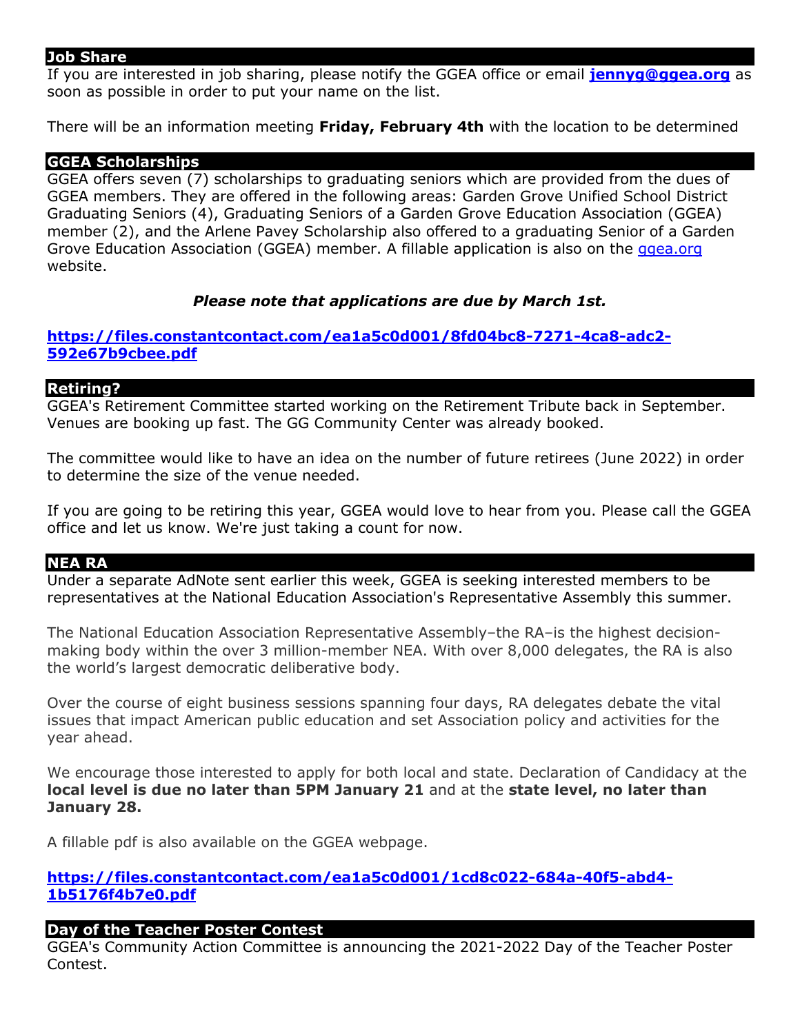## Job Share

If you are interested in job sharing, please notify the GGEA office or email **[jennyg@ggea.org](mailto:jennyg@ggea.org)** as soon as possible in order to put your name on the list.

There will be an information meeting **Friday, February 4th** with the location to be determined

## GGEA Scholarships

GGEA offers seven (7) scholarships to graduating seniors which are provided from the dues of GGEA members. They are offered in the following areas: Garden Grove Unified School District Graduating Seniors (4), Graduating Seniors of a Garden Grove Education Association (GGEA) member (2), and the Arlene Pavey Scholarship also offered to a graduating Senior of a Garden Grove Education Association (GGEA) member. A fillable application is also on the [ggea.org](ggea.org) website.

***Please note that applications are due by March 1st.***

**[https://files.constantcontact.com/ea1a5c0d001/8fd04bc8-7271-4ca8-adc2-592e67b9cbee.pdf](https://files.constantcontact.com/ea1a5c0d001/8fd04bc8-7271-4ca8-adc2-592e67b9cbee.pdf)**

## Retiring?

GGEA's Retirement Committee started working on the Retirement Tribute back in September. Venues are booking up fast. The GG Community Center was already booked.

The committee would like to have an idea on the number of future retirees (June 2022) in order to determine the size of the venue needed.

If you are going to be retiring this year, GGEA would love to hear from you. Please call the GGEA office and let us know. We're just taking a count for now.

## NEA RA

Under a separate AdNote sent earlier this week, GGEA is seeking interested members to be representatives at the National Education Association's Representative Assembly this summer.

The National Education Association Representative Assembly–the RA–is the highest decision-making body within the over 3 million-member NEA. With over 8,000 delegates, the RA is also the world's largest democratic deliberative body.

Over the course of eight business sessions spanning four days, RA delegates debate the vital issues that impact American public education and set Association policy and activities for the year ahead.

We encourage those interested to apply for both local and state. Declaration of Candidacy at the **local level is due no later than 5PM January 21** and at the **state level, no later than January 28.**

A fillable pdf is also available on the GGEA webpage.

**[https://files.constantcontact.com/ea1a5c0d001/1cd8c022-684a-40f5-abd4-1b5176f4b7e0.pdf](https://files.constantcontact.com/ea1a5c0d001/1cd8c022-684a-40f5-abd4-1b5176f4b7e0.pdf)**

## Day of the Teacher Poster Contest

GGEA's Community Action Committee is announcing the 2021-2022 Day of the Teacher Poster Contest.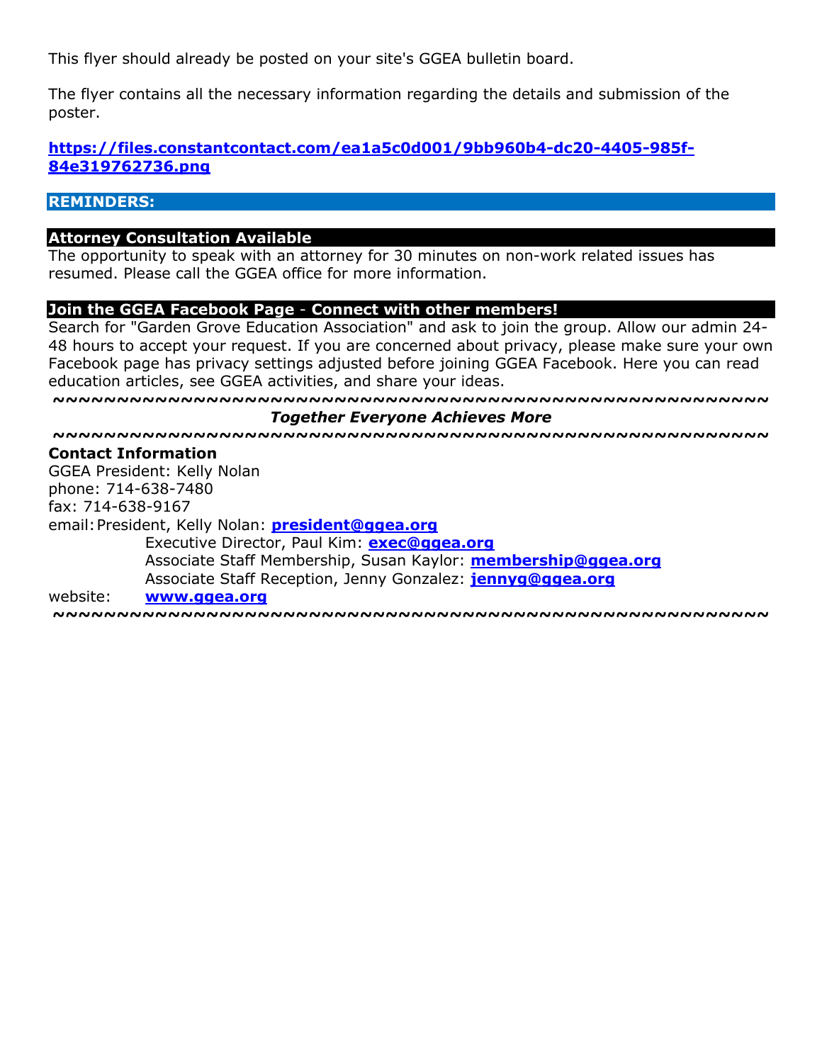This flyer should already be posted on your site's GGEA bulletin board.

The flyer contains all the necessary information regarding the details and submission of the poster.

**https://files.constantcontact.com/ea1a5c0d001/9bb960b4-dc20-4405-985f-84e319762736.png**

## REMINDERS:

### Attorney Consultation Available

The opportunity to speak with an attorney for 30 minutes on non-work related issues has resumed. Please call the GGEA office for more information.

### Join the GGEA Facebook Page - Connect with other members!

Search for "Garden Grove Education Association" and ask to join the group. Allow our admin 24-48 hours to accept your request. If you are concerned about privacy, please make sure your own Facebook page has privacy settings adjusted before joining GGEA Facebook. Here you can read education articles, see GGEA activities, and share your ideas.

~~~~~~~~~~~~~~~~~~~~~~~~~~~~~~~~~~~~~~~~~~~~~~~~~~~~~~~~~~~~~~~~

***Together Everyone Achieves More***

~~~~~~~~~~~~~~~~~~~~~~~~~~~~~~~~~~~~~~~~~~~~~~~~~~~~~~~~~~~~~~~~

**Contact Information**

GGEA President: Kelly Nolan
phone: 714-638-7480
fax: 714-638-9167
email: President, Kelly Nolan: **president@ggea.org**
Executive Director, Paul Kim: **exec@ggea.org**
Associate Staff Membership, Susan Kaylor: **membership@ggea.org**
Associate Staff Reception, Jenny Gonzalez: **jennyg@ggea.org**
website: **www.ggea.org**

~~~~~~~~~~~~~~~~~~~~~~~~~~~~~~~~~~~~~~~~~~~~~~~~~~~~~~~~~~~~~~~~